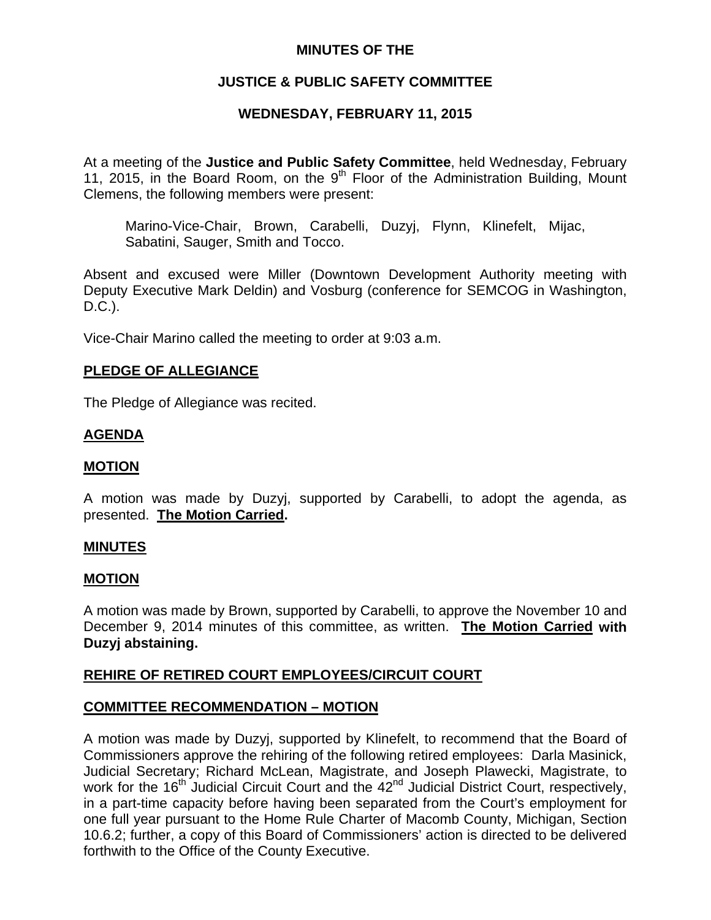**MINUTES OF THE**

**JUSTICE & PUBLIC SAFETY COMMITTEE**

**WEDNESDAY, FEBRUARY 11, 2015**

At a meeting of the **Justice and Public Safety Committee**, held Wednesday, February 11, 2015, in the Board Room, on the 9th Floor of the Administration Building, Mount Clemens, the following members were present:

> Marino-Vice-Chair, Brown, Carabelli, Duzyj, Flynn, Klinefelt, Mijac, Sabatini, Sauger, Smith and Tocco.

Absent and excused were Miller (Downtown Development Authority meeting with Deputy Executive Mark Deldin) and Vosburg (conference for SEMCOG in Washington, D.C.).

Vice-Chair Marino called the meeting to order at 9:03 a.m.

**PLEDGE OF ALLEGIANCE**

The Pledge of Allegiance was recited.

**AGENDA**

**MOTION**

A motion was made by Duzyj, supported by Carabelli, to adopt the agenda, as presented. **The Motion Carried.**

**MINUTES**

**MOTION**

A motion was made by Brown, supported by Carabelli, to approve the November 10 and December 9, 2014 minutes of this committee, as written. **The Motion Carried with Duzyj abstaining.**

**REHIRE OF RETIRED COURT EMPLOYEES/CIRCUIT COURT**

**COMMITTEE RECOMMENDATION – MOTION**

A motion was made by Duzyj, supported by Klinefelt, to recommend that the Board of Commissioners approve the rehiring of the following retired employees: Darla Masinick, Judicial Secretary; Richard McLean, Magistrate, and Joseph Plawecki, Magistrate, to work for the 16th Judicial Circuit Court and the 42nd Judicial District Court, respectively, in a part-time capacity before having been separated from the Court's employment for one full year pursuant to the Home Rule Charter of Macomb County, Michigan, Section 10.6.2; further, a copy of this Board of Commissioners' action is directed to be delivered forthwith to the Office of the County Executive.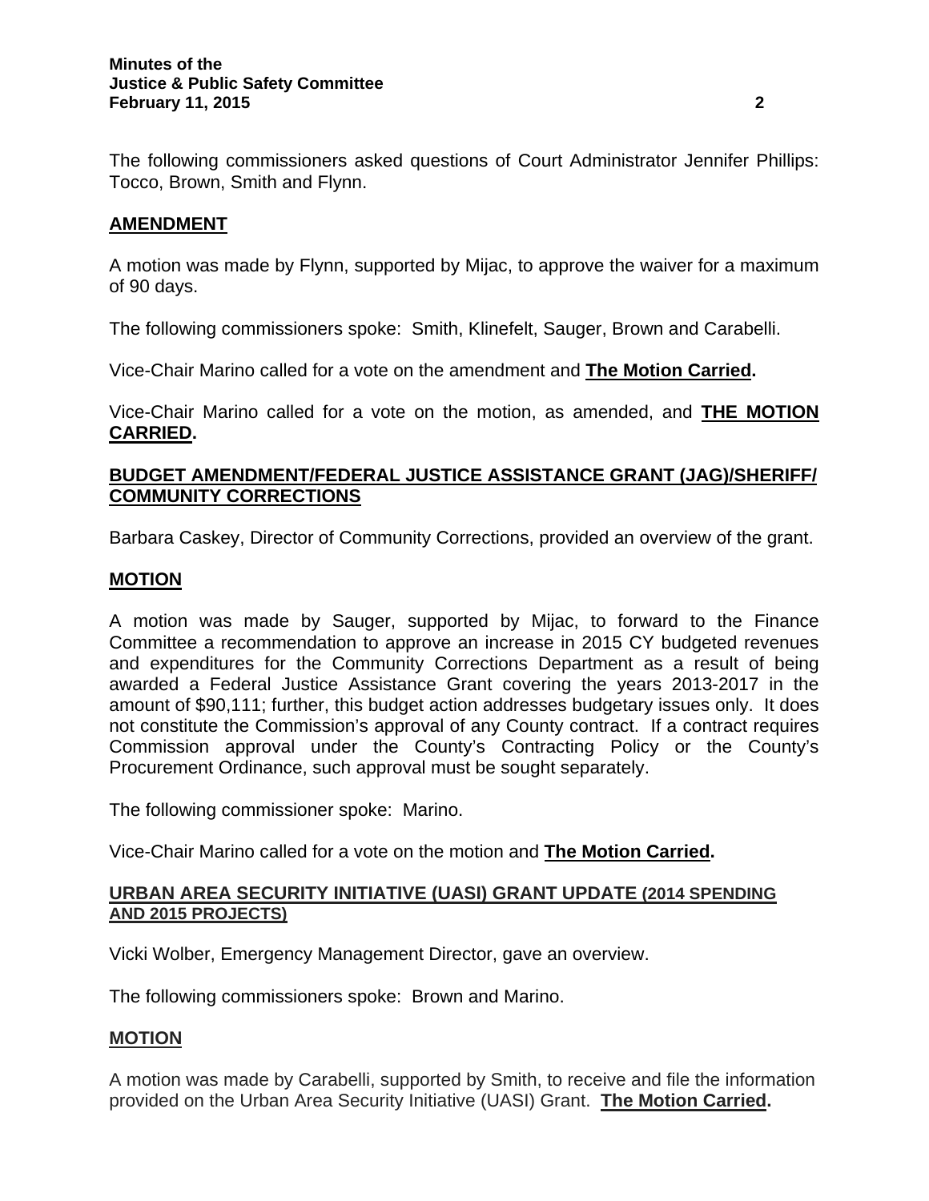The following commissioners asked questions of Court Administrator Jennifer Phillips: Tocco, Brown, Smith and Flynn.

## AMENDMENT

A motion was made by Flynn, supported by Mijac, to approve the waiver for a maximum of 90 days.

The following commissioners spoke: Smith, Klinefelt, Sauger, Brown and Carabelli.

Vice-Chair Marino called for a vote on the amendment and **The Motion Carried.**

Vice-Chair Marino called for a vote on the motion, as amended, and **THE MOTION CARRIED.**

## BUDGET AMENDMENT/FEDERAL JUSTICE ASSISTANCE GRANT (JAG)/SHERIFF/COMMUNITY CORRECTIONS

Barbara Caskey, Director of Community Corrections, provided an overview of the grant.

## MOTION

A motion was made by Sauger, supported by Mijac, to forward to the Finance Committee a recommendation to approve an increase in 2015 CY budgeted revenues and expenditures for the Community Corrections Department as a result of being awarded a Federal Justice Assistance Grant covering the years 2013-2017 in the amount of $90,111; further, this budget action addresses budgetary issues only. It does not constitute the Commission's approval of any County contract. If a contract requires Commission approval under the County's Contracting Policy or the County's Procurement Ordinance, such approval must be sought separately.

The following commissioner spoke: Marino.

Vice-Chair Marino called for a vote on the motion and **The Motion Carried.**

## URBAN AREA SECURITY INITIATIVE (UASI) GRANT UPDATE (2014 SPENDING AND 2015 PROJECTS)

Vicki Wolber, Emergency Management Director, gave an overview.

The following commissioners spoke: Brown and Marino.

## MOTION

A motion was made by Carabelli, supported by Smith, to receive and file the information provided on the Urban Area Security Initiative (UASI) Grant. **The Motion Carried.**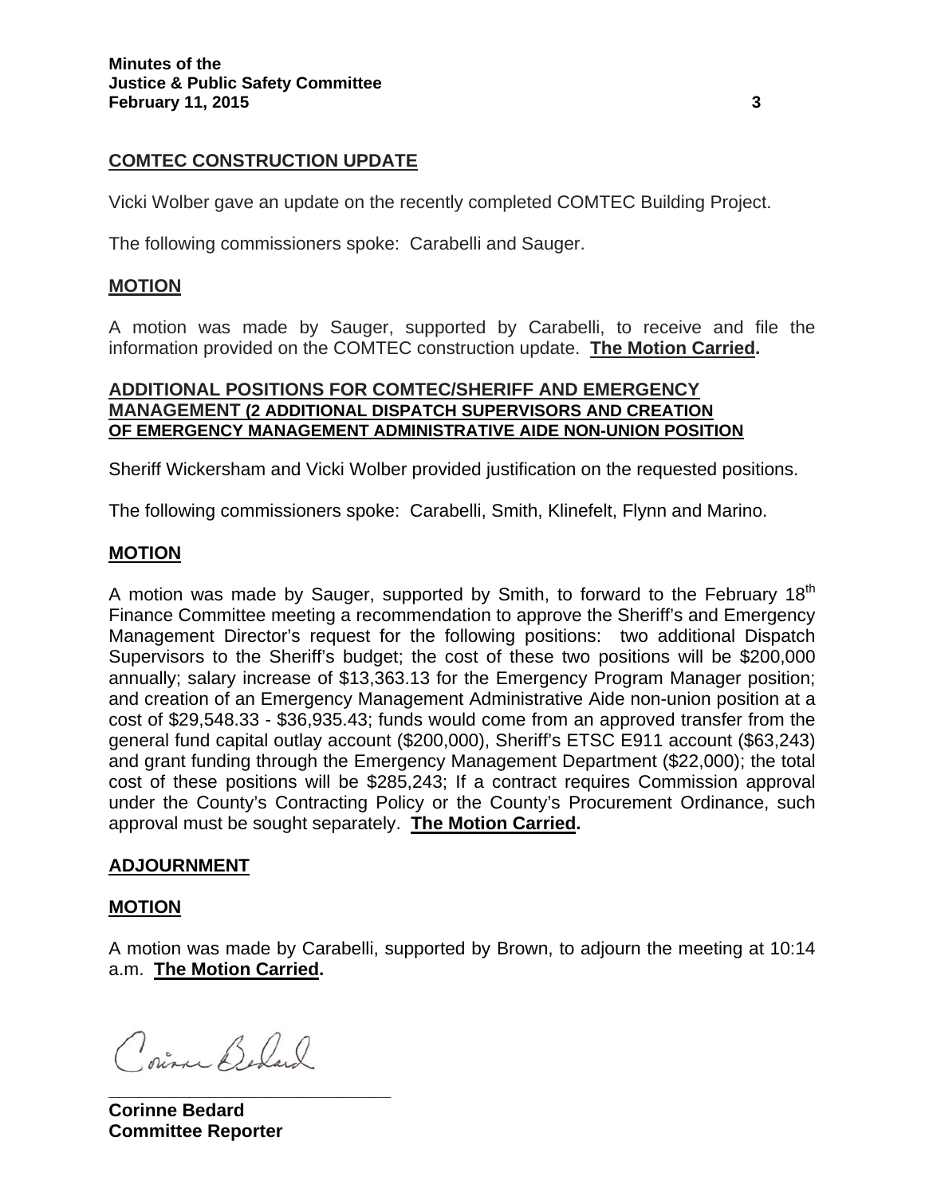## COMTEC CONSTRUCTION UPDATE

Vicki Wolber gave an update on the recently completed COMTEC Building Project.

The following commissioners spoke: Carabelli and Sauger.

## MOTION

A motion was made by Sauger, supported by Carabelli, to receive and file the information provided on the COMTEC construction update. **The Motion Carried.**

## ADDITIONAL POSITIONS FOR COMTEC/SHERIFF AND EMERGENCY MANAGEMENT (2 ADDITIONAL DISPATCH SUPERVISORS AND CREATION OF EMERGENCY MANAGEMENT ADMINISTRATIVE AIDE NON-UNION POSITION

Sheriff Wickersham and Vicki Wolber provided justification on the requested positions.

The following commissioners spoke: Carabelli, Smith, Klinefelt, Flynn and Marino.

## MOTION

A motion was made by Sauger, supported by Smith, to forward to the February 18th Finance Committee meeting a recommendation to approve the Sheriff's and Emergency Management Director's request for the following positions: two additional Dispatch Supervisors to the Sheriff's budget; the cost of these two positions will be $200,000 annually; salary increase of $13,363.13 for the Emergency Program Manager position; and creation of an Emergency Management Administrative Aide non-union position at a cost of $29,548.33 - $36,935.43; funds would come from an approved transfer from the general fund capital outlay account ($200,000), Sheriff's ETSC E911 account ($63,243) and grant funding through the Emergency Management Department ($22,000); the total cost of these positions will be $285,243; If a contract requires Commission approval under the County's Contracting Policy or the County's Procurement Ordinance, such approval must be sought separately. **The Motion Carried.**

## ADJOURNMENT

## MOTION

A motion was made by Carabelli, supported by Brown, to adjourn the meeting at 10:14 a.m. **The Motion Carried.**

\_\_\_\_\_\_\_\_\_\_\_\_\_\_\_\_\_\_\_\_\_\_\_\_\_\_\_\_\_\_

**Corinne Bedard**
**Committee Reporter**